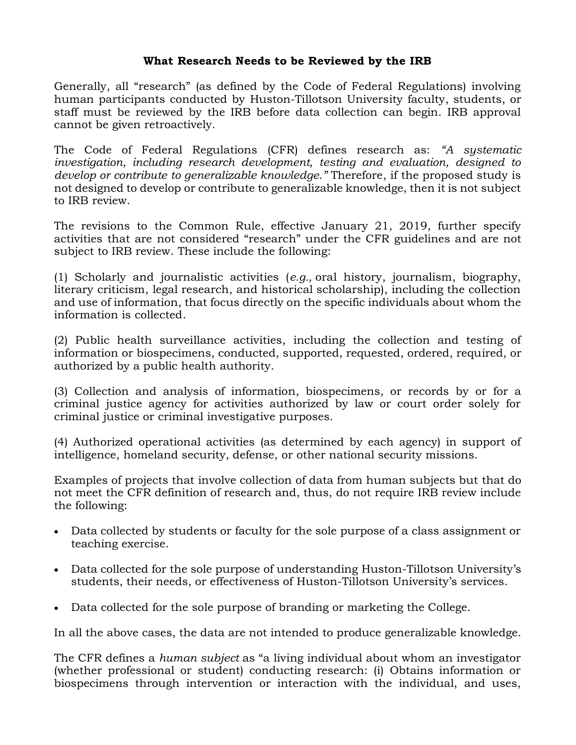# What Research Needs to be Reviewed by the IRB

Generally, all "research" (as defined by the Code of Federal Regulations) involving human participants conducted by Huston-Tillotson University faculty, students, or staff must be reviewed by the IRB before data collection can begin. IRB approval cannot be given retroactively.

The Code of Federal Regulations (CFR) defines research as: *"A systematic investigation, including research development, testing and evaluation, designed to develop or contribute to generalizable knowledge."* Therefore, if the proposed study is not designed to develop or contribute to generalizable knowledge, then it is not subject to IRB review.

The revisions to the Common Rule, effective January 21, 2019, further specify activities that are not considered "research" under the CFR guidelines and are not subject to IRB review. These include the following:

(1) Scholarly and journalistic activities (*e.g.,* oral history, journalism, biography, literary criticism, legal research, and historical scholarship), including the collection and use of information, that focus directly on the specific individuals about whom the information is collected.

(2) Public health surveillance activities, including the collection and testing of information or biospecimens, conducted, supported, requested, ordered, required, or authorized by a public health authority.

(3) Collection and analysis of information, biospecimens, or records by or for a criminal justice agency for activities authorized by law or court order solely for criminal justice or criminal investigative purposes.

(4) Authorized operational activities (as determined by each agency) in support of intelligence, homeland security, defense, or other national security missions.

Examples of projects that involve collection of data from human subjects but that do not meet the CFR definition of research and, thus, do not require IRB review include the following:

- Data collected by students or faculty for the sole purpose of a class assignment or teaching exercise.
- Data collected for the sole purpose of understanding Huston-Tillotson University's students, their needs, or effectiveness of Huston-Tillotson University's services.
- Data collected for the sole purpose of branding or marketing the College.

In all the above cases, the data are not intended to produce generalizable knowledge.

The CFR defines a *human subject* as "a living individual about whom an investigator (whether professional or student) conducting research: (i) Obtains information or biospecimens through intervention or interaction with the individual, and uses,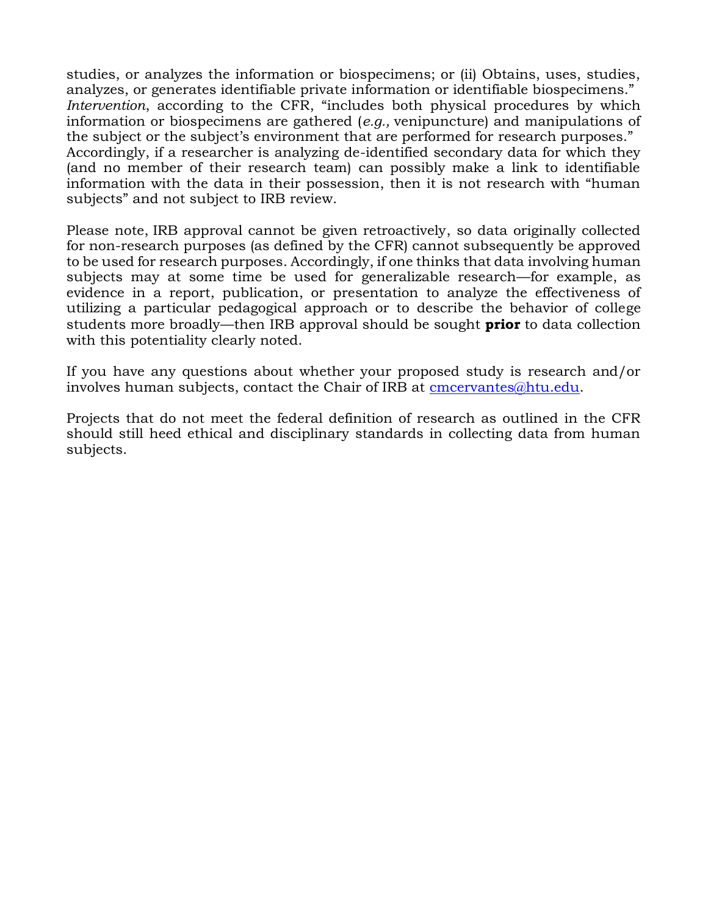studies, or analyzes the information or biospecimens; or (ii) Obtains, uses, studies, analyzes, or generates identifiable private information or identifiable biospecimens." *Intervention*, according to the CFR, "includes both physical procedures by which information or biospecimens are gathered (*e.g.,* venipuncture) and manipulations of the subject or the subject's environment that are performed for research purposes." Accordingly, if a researcher is analyzing de-identified secondary data for which they (and no member of their research team) can possibly make a link to identifiable information with the data in their possession, then it is not research with "human subjects" and not subject to IRB review.

Please note, IRB approval cannot be given retroactively, so data originally collected for non-research purposes (as defined by the CFR) cannot subsequently be approved to be used for research purposes. Accordingly, if one thinks that data involving human subjects may at some time be used for generalizable research—for example, as evidence in a report, publication, or presentation to analyze the effectiveness of utilizing a particular pedagogical approach or to describe the behavior of college students more broadly—then IRB approval should be sought **prior** to data collection with this potentiality clearly noted.

If you have any questions about whether your proposed study is research and/or involves human subjects, contact the Chair of IRB at cmcervantes@htu.edu.

Projects that do not meet the federal definition of research as outlined in the CFR should still heed ethical and disciplinary standards in collecting data from human subjects.